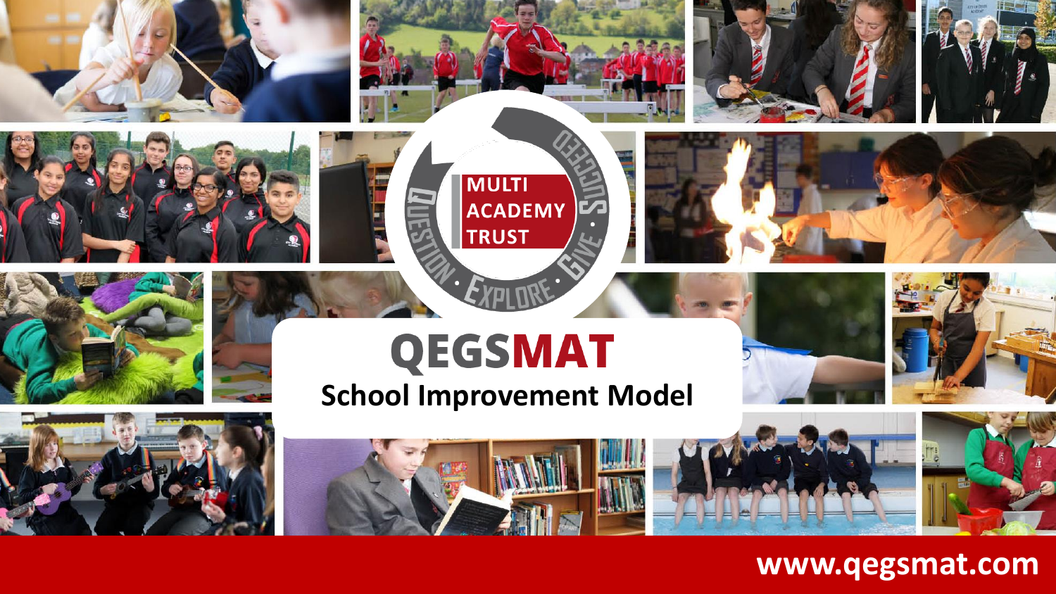MULTI ACADEMY TRUST

QUESTION · EXPLORE · GIVE · SUCCEED

# QEGSMAT

## School Improvement Model

www.qegsmat.com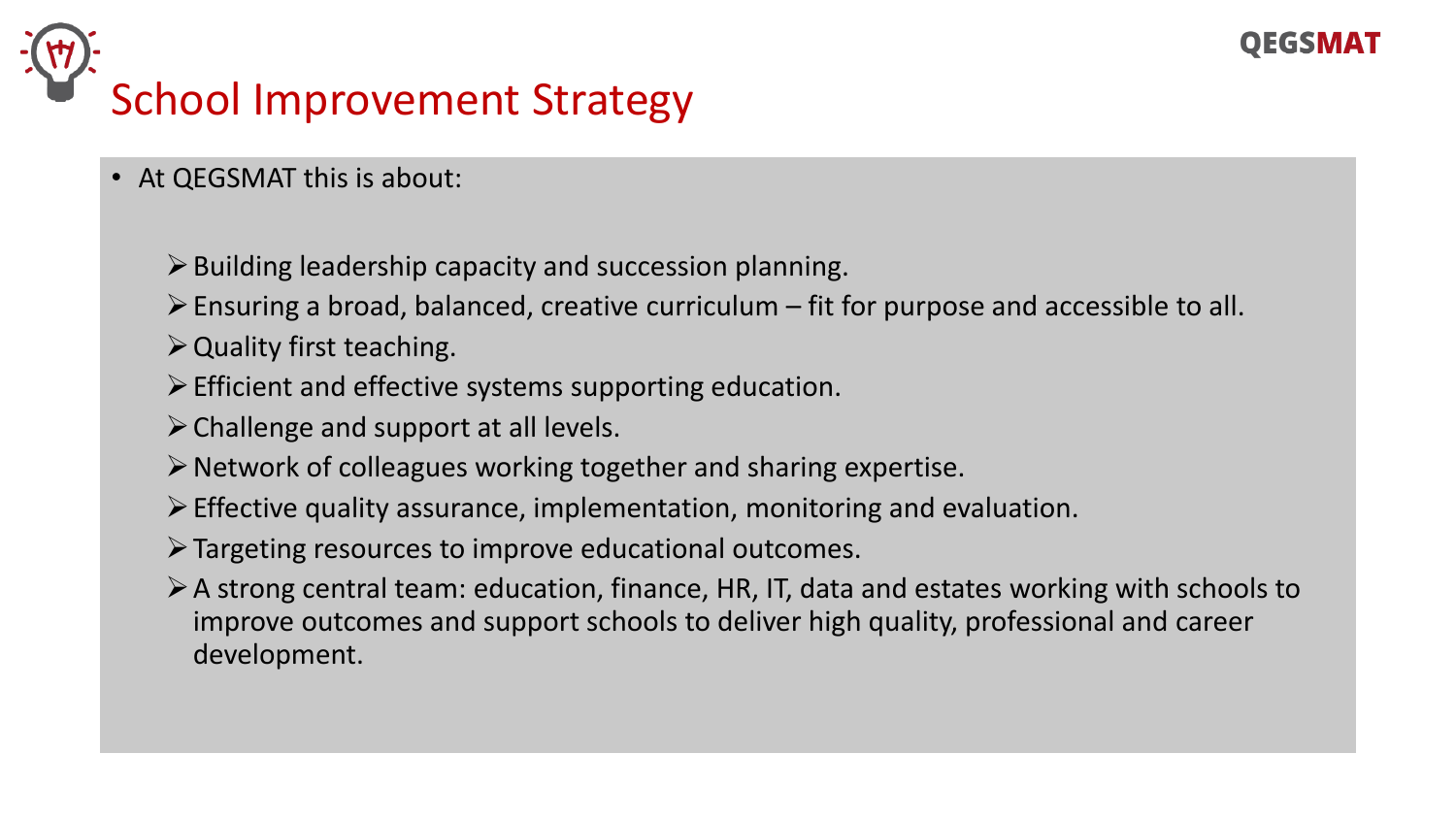# School Improvement Strategy

- At QEGSMAT this is about:
  - Building leadership capacity and succession planning.
  - Ensuring a broad, balanced, creative curriculum – fit for purpose and accessible to all.
  - Quality first teaching.
  - Efficient and effective systems supporting education.
  - Challenge and support at all levels.
  - Network of colleagues working together and sharing expertise.
  - Effective quality assurance, implementation, monitoring and evaluation.
  - Targeting resources to improve educational outcomes.
  - A strong central team: education, finance, HR, IT, data and estates working with schools to improve outcomes and support schools to deliver high quality, professional and career development.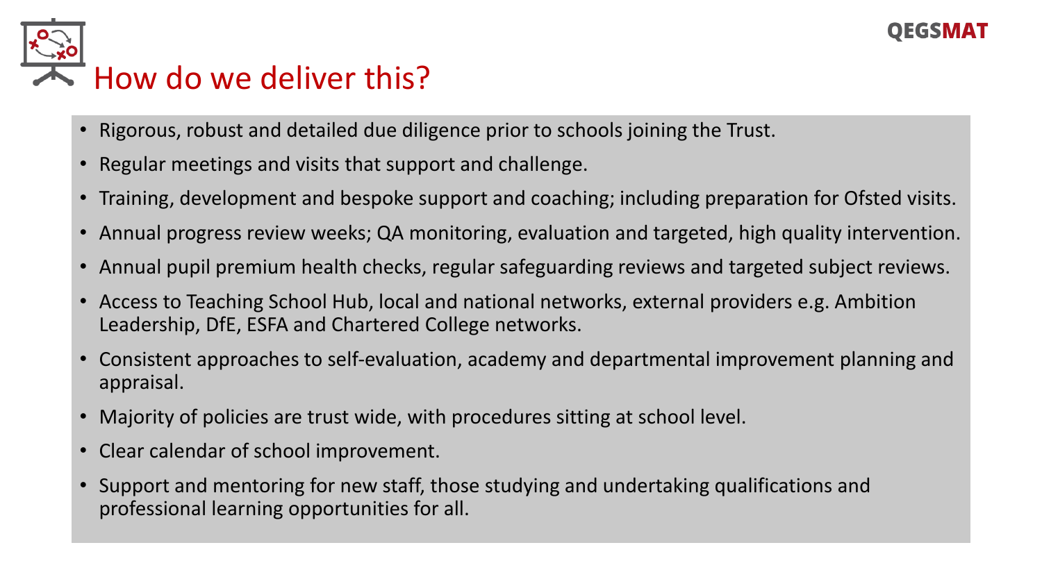# How do we deliver this?

- Rigorous, robust and detailed due diligence prior to schools joining the Trust.
- Regular meetings and visits that support and challenge.
- Training, development and bespoke support and coaching; including preparation for Ofsted visits.
- Annual progress review weeks; QA monitoring, evaluation and targeted, high quality intervention.
- Annual pupil premium health checks, regular safeguarding reviews and targeted subject reviews.
- Access to Teaching School Hub, local and national networks, external providers e.g. Ambition Leadership, DfE, ESFA and Chartered College networks.
- Consistent approaches to self-evaluation, academy and departmental improvement planning and appraisal.
- Majority of policies are trust wide, with procedures sitting at school level.
- Clear calendar of school improvement.
- Support and mentoring for new staff, those studying and undertaking qualifications and professional learning opportunities for all.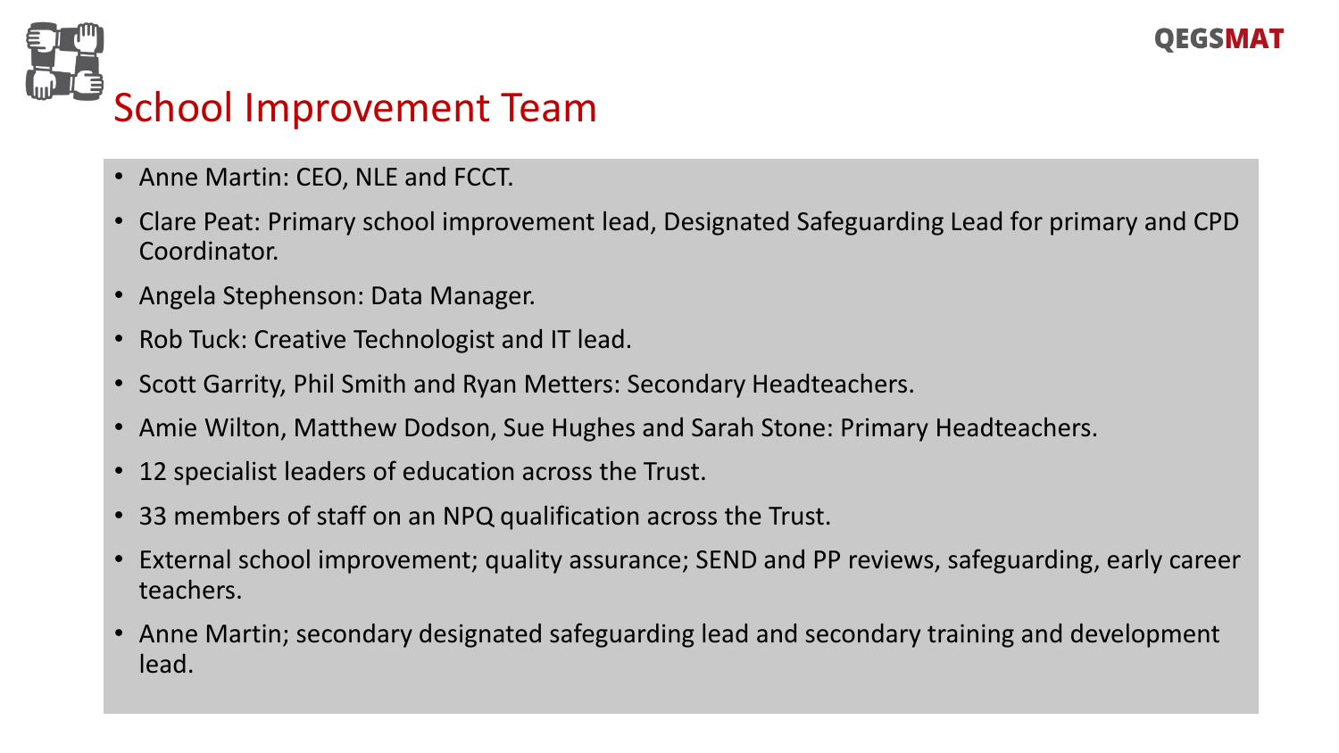# School Improvement Team

- Anne Martin: CEO, NLE and FCCT.
- Clare Peat: Primary school improvement lead, Designated Safeguarding Lead for primary and CPD Coordinator.
- Angela Stephenson: Data Manager.
- Rob Tuck: Creative Technologist and IT lead.
- Scott Garrity, Phil Smith and Ryan Metters: Secondary Headteachers.
- Amie Wilton, Matthew Dodson, Sue Hughes and Sarah Stone: Primary Headteachers.
- 12 specialist leaders of education across the Trust.
- 33 members of staff on an NPQ qualification across the Trust.
- External school improvement; quality assurance; SEND and PP reviews, safeguarding, early career teachers.
- Anne Martin; secondary designated safeguarding lead and secondary training and development lead.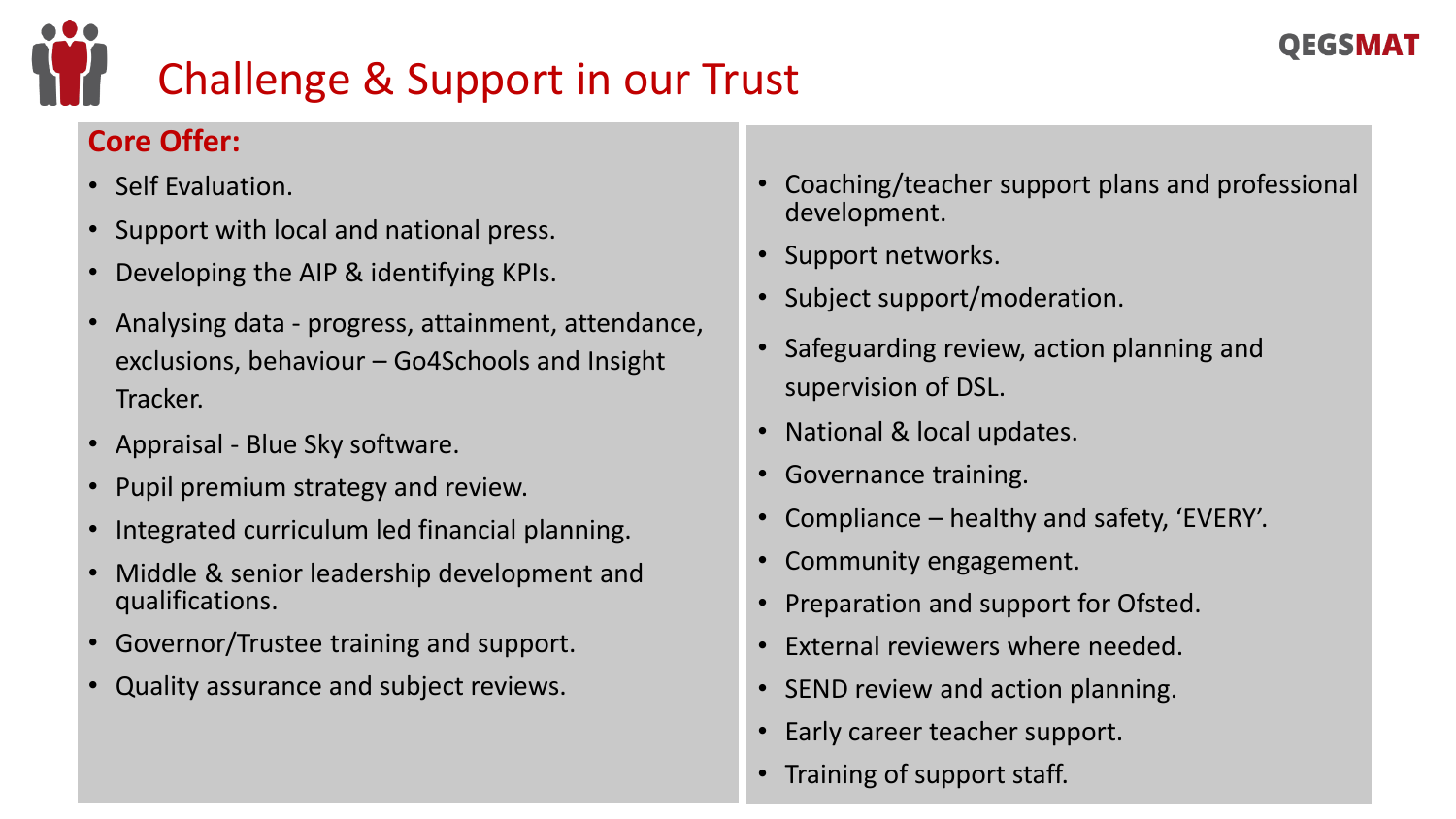# Challenge & Support in our Trust

QEGSMAT

**Core Offer:**

- Self Evaluation.
- Support with local and national press.
- Developing the AIP & identifying KPIs.
- Analysing data - progress, attainment, attendance, exclusions, behaviour – Go4Schools and Insight Tracker.
- Appraisal - Blue Sky software.
- Pupil premium strategy and review.
- Integrated curriculum led financial planning.
- Middle & senior leadership development and qualifications.
- Governor/Trustee training and support.
- Quality assurance and subject reviews.
- Coaching/teacher support plans and professional development.
- Support networks.
- Subject support/moderation.
- Safeguarding review, action planning and supervision of DSL.
- National & local updates.
- Governance training.
- Compliance – healthy and safety, 'EVERY'.
- Community engagement.
- Preparation and support for Ofsted.
- External reviewers where needed.
- SEND review and action planning.
- Early career teacher support.
- Training of support staff.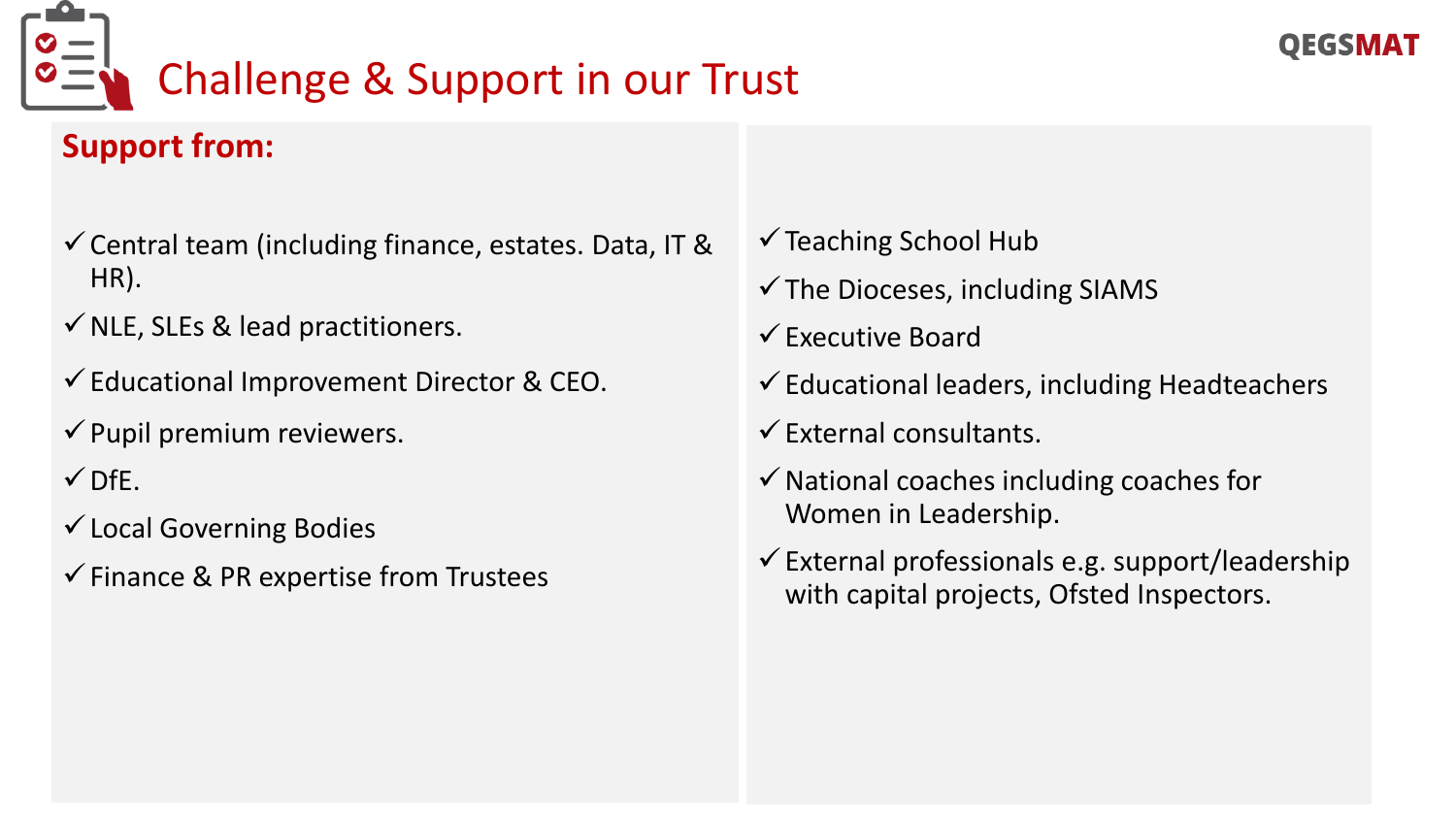# Challenge & Support in our Trust

QEGSMAT

**Support from:**

- ✓ Central team (including finance, estates. Data, IT & HR).
- ✓ NLE, SLEs & lead practitioners.
- ✓ Educational Improvement Director & CEO.
- ✓ Pupil premium reviewers.
- ✓ DfE.
- ✓ Local Governing Bodies
- ✓ Finance & PR expertise from Trustees
- ✓ Teaching School Hub
- ✓ The Dioceses, including SIAMS
- ✓ Executive Board
- ✓ Educational leaders, including Headteachers
- ✓ External consultants.
- ✓ National coaches including coaches for Women in Leadership.
- ✓ External professionals e.g. support/leadership with capital projects, Ofsted Inspectors.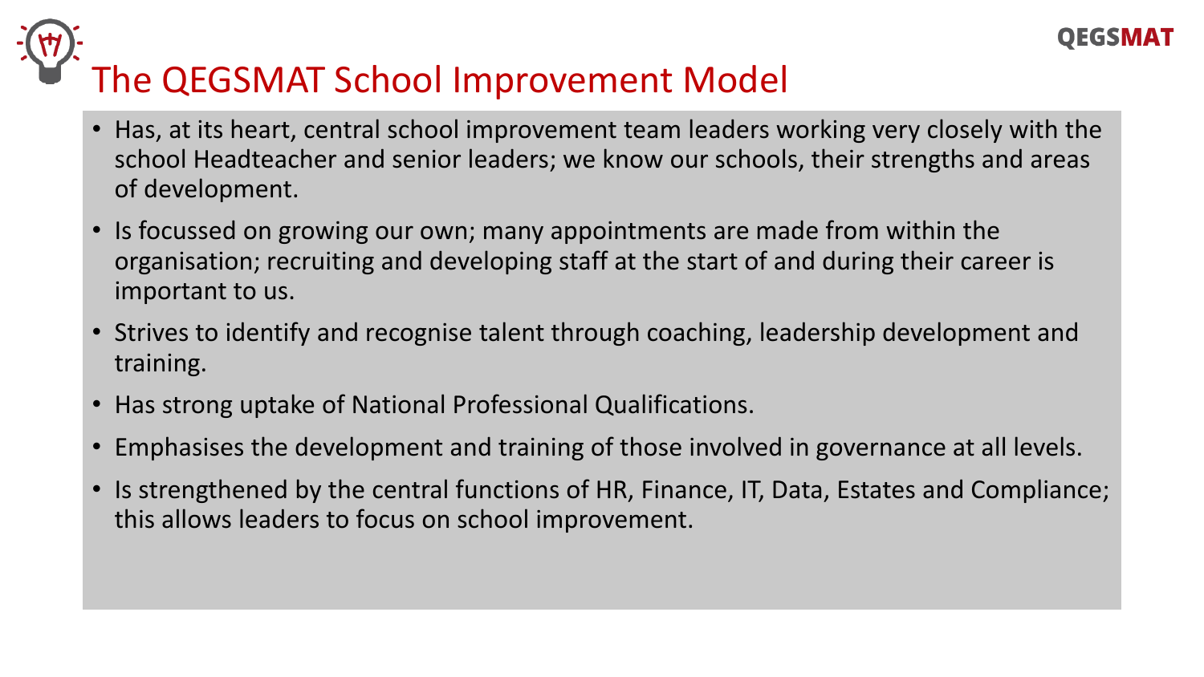# The QEGSMAT School Improvement Model

- Has, at its heart, central school improvement team leaders working very closely with the school Headteacher and senior leaders; we know our schools, their strengths and areas of development.
- Is focussed on growing our own; many appointments are made from within the organisation; recruiting and developing staff at the start of and during their career is important to us.
- Strives to identify and recognise talent through coaching, leadership development and training.
- Has strong uptake of National Professional Qualifications.
- Emphasises the development and training of those involved in governance at all levels.
- Is strengthened by the central functions of HR, Finance, IT, Data, Estates and Compliance; this allows leaders to focus on school improvement.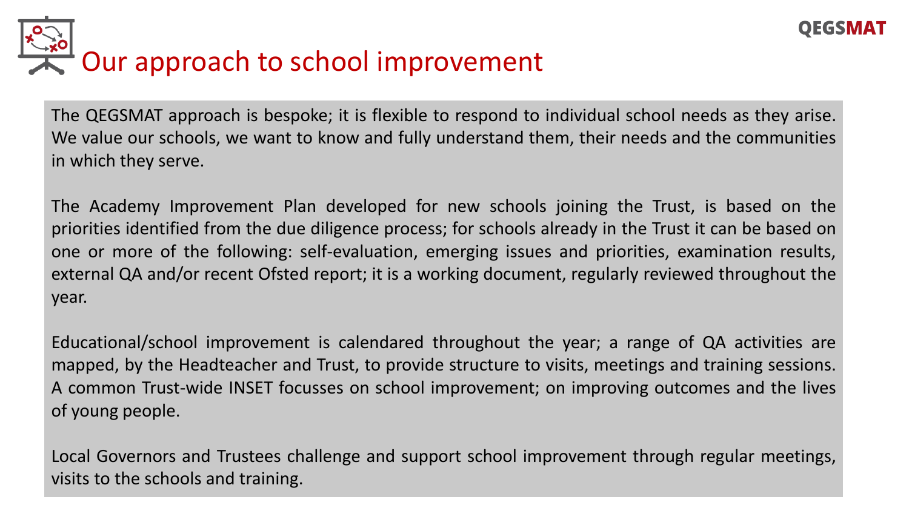# Our approach to school improvement

The QEGSMAT approach is bespoke; it is flexible to respond to individual school needs as they arise. We value our schools, we want to know and fully understand them, their needs and the communities in which they serve.

The Academy Improvement Plan developed for new schools joining the Trust, is based on the priorities identified from the due diligence process; for schools already in the Trust it can be based on one or more of the following: self-evaluation, emerging issues and priorities, examination results, external QA and/or recent Ofsted report; it is a working document, regularly reviewed throughout the year.

Educational/school improvement is calendared throughout the year; a range of QA activities are mapped, by the Headteacher and Trust, to provide structure to visits, meetings and training sessions. A common Trust-wide INSET focusses on school improvement; on improving outcomes and the lives of young people.

Local Governors and Trustees challenge and support school improvement through regular meetings, visits to the schools and training.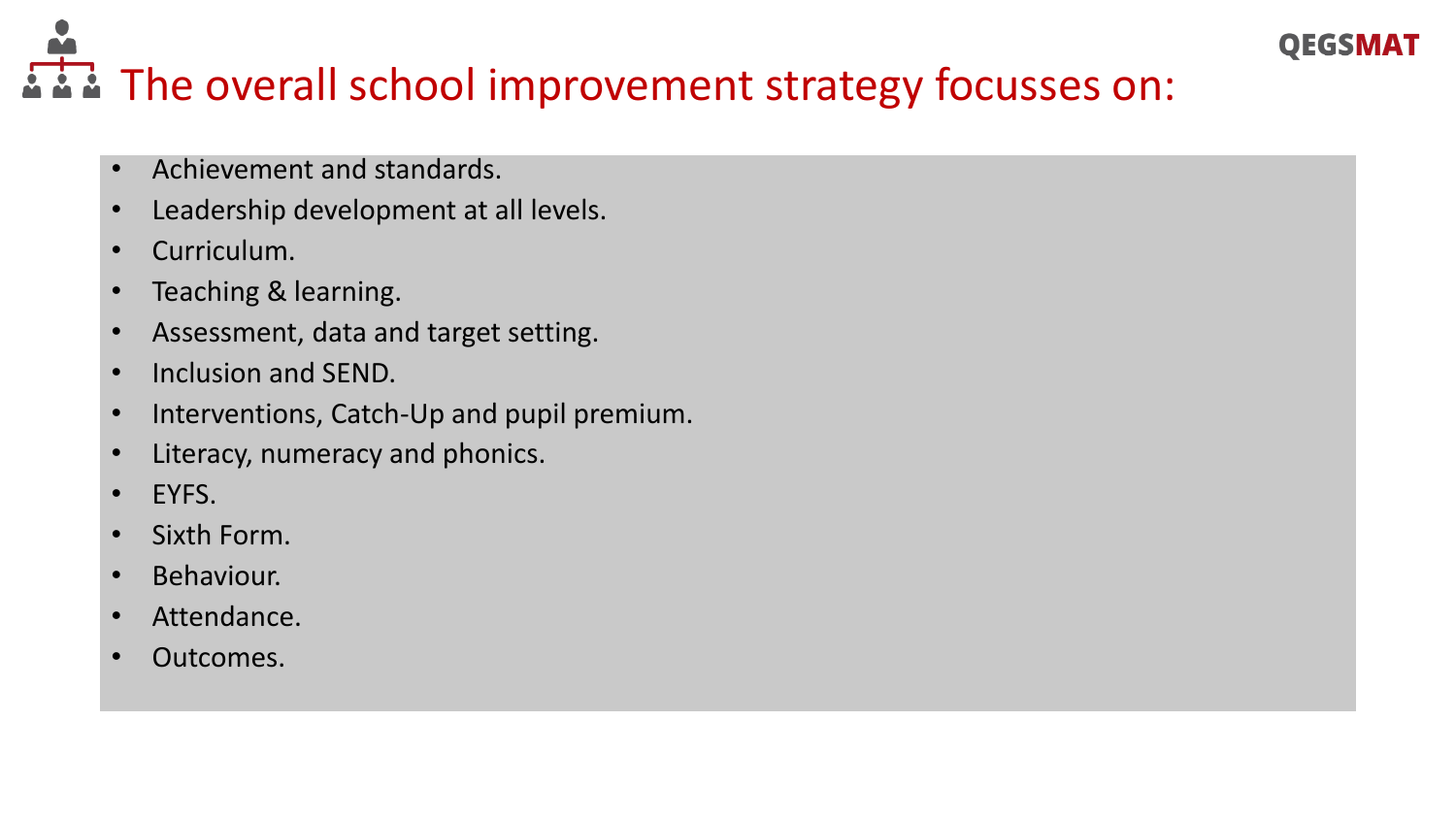# The overall school improvement strategy focusses on:

- Achievement and standards.
- Leadership development at all levels.
- Curriculum.
- Teaching & learning.
- Assessment, data and target setting.
- Inclusion and SEND.
- Interventions, Catch-Up and pupil premium.
- Literacy, numeracy and phonics.
- EYFS.
- Sixth Form.
- Behaviour.
- Attendance.
- Outcomes.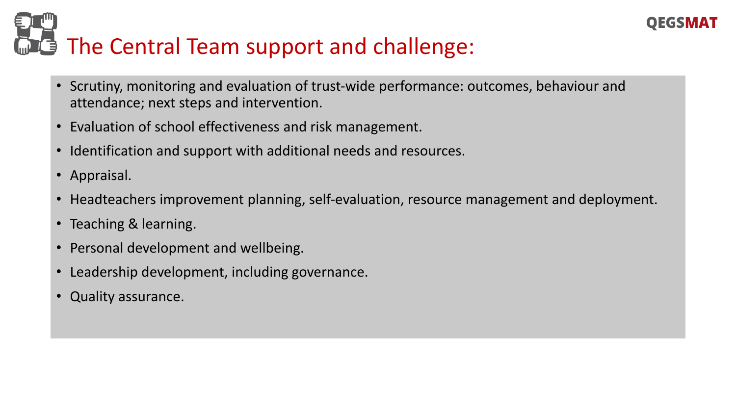# The Central Team support and challenge:

- Scrutiny, monitoring and evaluation of trust-wide performance: outcomes, behaviour and attendance; next steps and intervention.
- Evaluation of school effectiveness and risk management.
- Identification and support with additional needs and resources.
- Appraisal.
- Headteachers improvement planning, self-evaluation, resource management and deployment.
- Teaching & learning.
- Personal development and wellbeing.
- Leadership development, including governance.
- Quality assurance.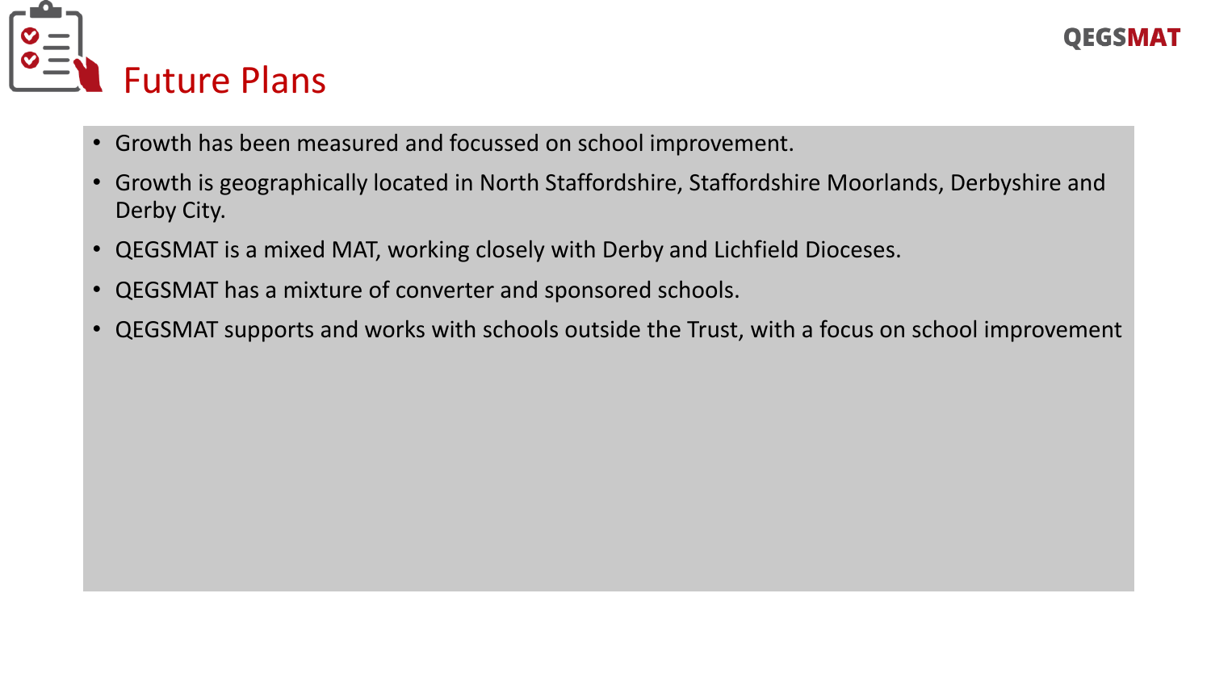# Future Plans

QEGSMAT

- Growth has been measured and focussed on school improvement.
- Growth is geographically located in North Staffordshire, Staffordshire Moorlands, Derbyshire and Derby City.
- QEGSMAT is a mixed MAT, working closely with Derby and Lichfield Dioceses.
- QEGSMAT has a mixture of converter and sponsored schools.
- QEGSMAT supports and works with schools outside the Trust, with a focus on school improvement